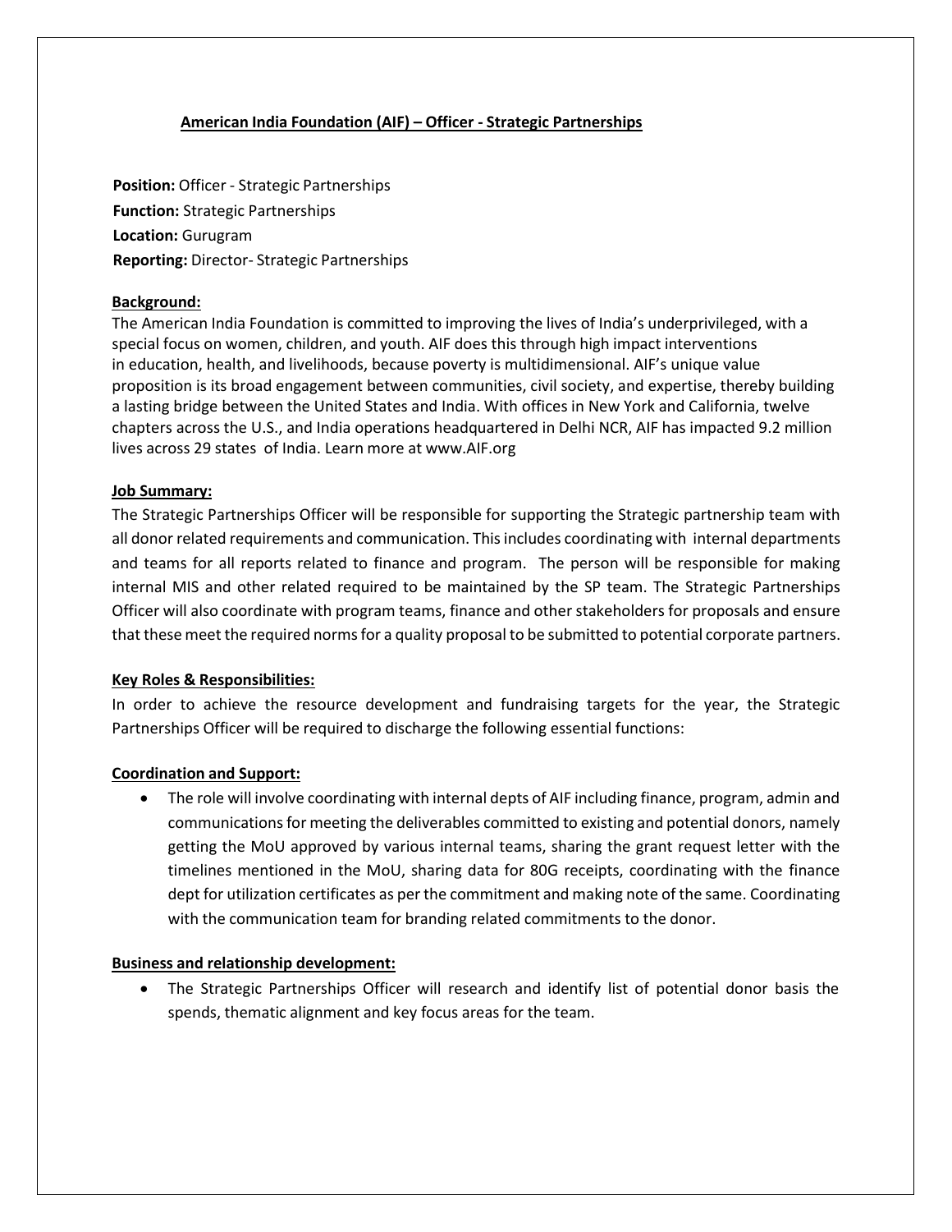## American India Foundation (AIF) – Officer - Strategic Partnerships

**Position:** Officer - Strategic Partnerships
**Function:** Strategic Partnerships
**Location:** Gurugram
**Reporting:** Director- Strategic Partnerships

### Background:

The American India Foundation is committed to improving the lives of India's underprivileged, with a special focus on women, children, and youth. AIF does this through high impact interventions in education, health, and livelihoods, because poverty is multidimensional. AIF's unique value proposition is its broad engagement between communities, civil society, and expertise, thereby building a lasting bridge between the United States and India. With offices in New York and California, twelve chapters across the U.S., and India operations headquartered in Delhi NCR, AIF has impacted 9.2 million lives across 29 states of India. Learn more at www.AIF.org

### Job Summary:

The Strategic Partnerships Officer will be responsible for supporting the Strategic partnership team with all donor related requirements and communication. This includes coordinating with internal departments and teams for all reports related to finance and program. The person will be responsible for making internal MIS and other related required to be maintained by the SP team. The Strategic Partnerships Officer will also coordinate with program teams, finance and other stakeholders for proposals and ensure that these meet the required norms for a quality proposal to be submitted to potential corporate partners.

### Key Roles & Responsibilities:

In order to achieve the resource development and fundraising targets for the year, the Strategic Partnerships Officer will be required to discharge the following essential functions:

### Coordination and Support:

- The role will involve coordinating with internal depts of AIF including finance, program, admin and communications for meeting the deliverables committed to existing and potential donors, namely getting the MoU approved by various internal teams, sharing the grant request letter with the timelines mentioned in the MoU, sharing data for 80G receipts, coordinating with the finance dept for utilization certificates as per the commitment and making note of the same. Coordinating with the communication team for branding related commitments to the donor.

### Business and relationship development:

- The Strategic Partnerships Officer will research and identify list of potential donor basis the spends, thematic alignment and key focus areas for the team.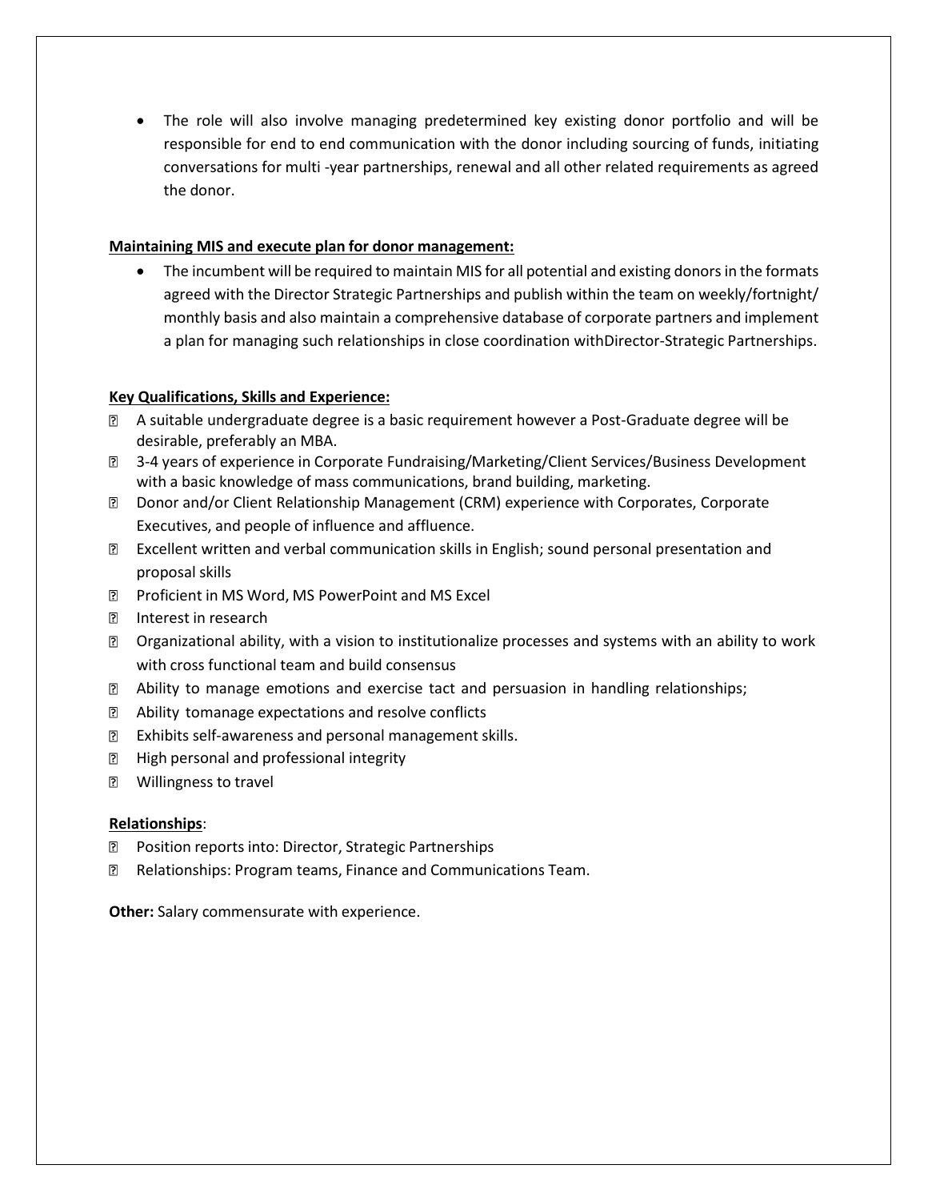- The role will also involve managing predetermined key existing donor portfolio and will be responsible for end to end communication with the donor including sourcing of funds, initiating conversations for multi -year partnerships, renewal and all other related requirements as agreed the donor.

**Maintaining MIS and execute plan for donor management:**

- The incumbent will be required to maintain MIS for all potential and existing donors in the formats agreed with the Director Strategic Partnerships and publish within the team on weekly/fortnight/ monthly basis and also maintain a comprehensive database of corporate partners and implement a plan for managing such relationships in close coordination withDirector-Strategic Partnerships.

**Key Qualifications, Skills and Experience:**

- A suitable undergraduate degree is a basic requirement however a Post-Graduate degree will be desirable, preferably an MBA.
- 3-4 years of experience in Corporate Fundraising/Marketing/Client Services/Business Development with a basic knowledge of mass communications, brand building, marketing.
- Donor and/or Client Relationship Management (CRM) experience with Corporates, Corporate Executives, and people of influence and affluence.
- Excellent written and verbal communication skills in English; sound personal presentation and proposal skills
- Proficient in MS Word, MS PowerPoint and MS Excel
- Interest in research
- Organizational ability, with a vision to institutionalize processes and systems with an ability to work with cross functional team and build consensus
- Ability to manage emotions and exercise tact and persuasion in handling relationships;
- Ability tomanage expectations and resolve conflicts
- Exhibits self-awareness and personal management skills.
- High personal and professional integrity
- Willingness to travel

**Relationships**:

- Position reports into: Director, Strategic Partnerships
- Relationships: Program teams, Finance and Communications Team.

**Other:** Salary commensurate with experience.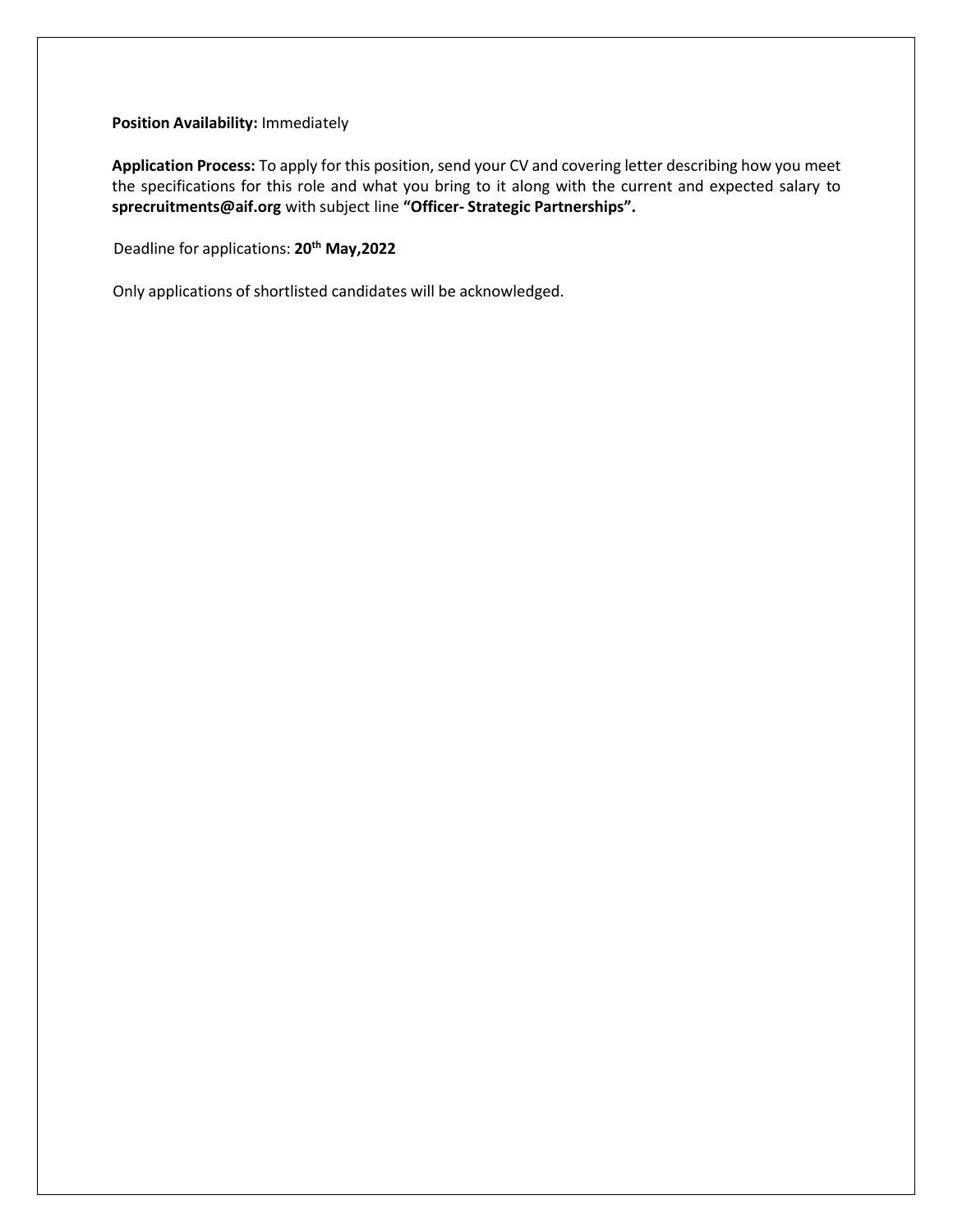**Position Availability:** Immediately

**Application Process:** To apply for this position, send your CV and covering letter describing how you meet the specifications for this role and what you bring to it along with the current and expected salary to **sprecruitments@aif.org** with subject line **"Officer- Strategic Partnerships".**

Deadline for applications: **20th May,2022**

Only applications of shortlisted candidates will be acknowledged.